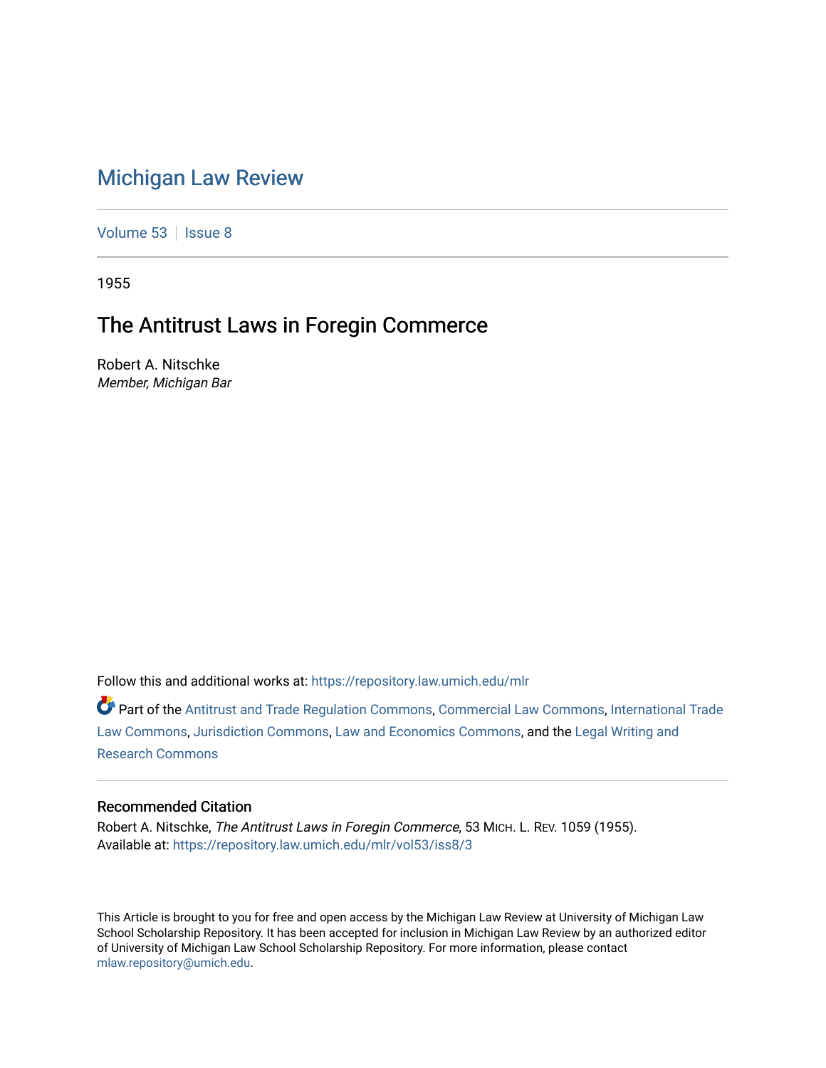# Michigan Law Review

Volume 53 | Issue 8

1955

## The Antitrust Laws in Foregin Commerce

Robert A. Nitschke
*Member, Michigan Bar*

Follow this and additional works at: https://repository.law.umich.edu/mlr

Part of the Antitrust and Trade Regulation Commons, Commercial Law Commons, International Trade Law Commons, Jurisdiction Commons, Law and Economics Commons, and the Legal Writing and Research Commons

### Recommended Citation

Robert A. Nitschke, *The Antitrust Laws in Foregin Commerce*, 53 MICH. L. REV. 1059 (1955).
Available at: https://repository.law.umich.edu/mlr/vol53/iss8/3

This Article is brought to you for free and open access by the Michigan Law Review at University of Michigan Law School Scholarship Repository. It has been accepted for inclusion in Michigan Law Review by an authorized editor of University of Michigan Law School Scholarship Repository. For more information, please contact mlaw.repository@umich.edu.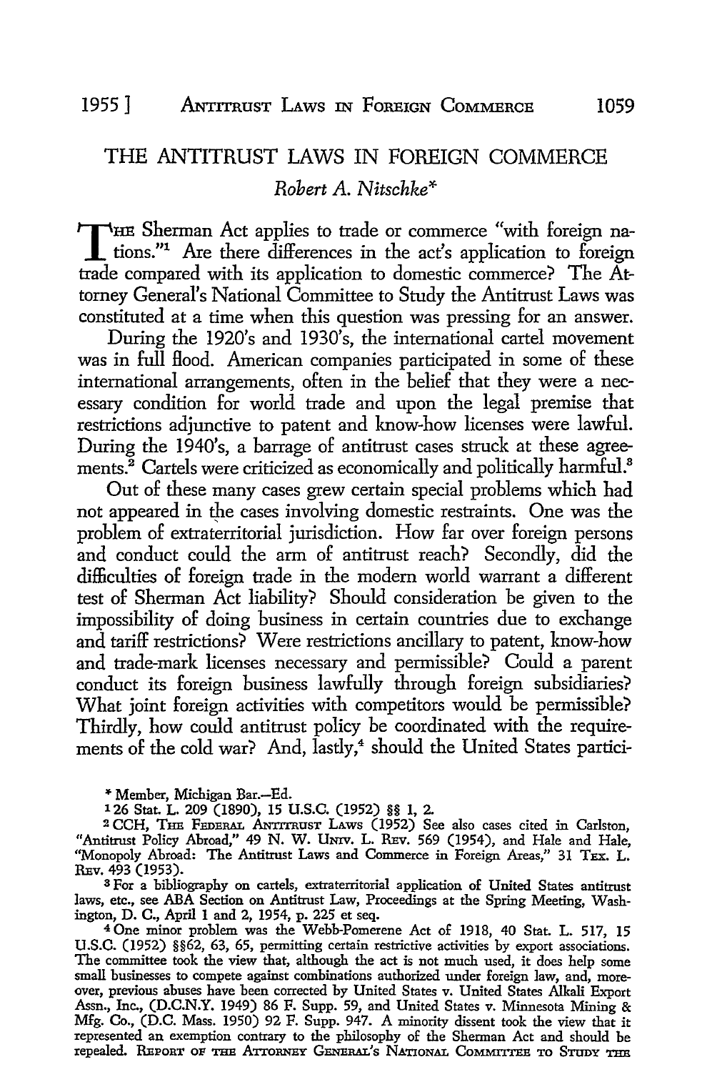# THE ANTITRUST LAWS IN FOREIGN COMMERCE

*Robert A. Nitschke**

THE Sherman Act applies to trade or commerce "with foreign nations."[1] Are there differences in the act's application to foreign trade compared with its application to domestic commerce? The Attorney General's National Committee to Study the Antitrust Laws was constituted at a time when this question was pressing for an answer.

During the 1920's and 1930's, the international cartel movement was in full flood. American companies participated in some of these international arrangements, often in the belief that they were a necessary condition for world trade and upon the legal premise that restrictions adjunctive to patent and know-how licenses were lawful. During the 1940's, a barrage of antitrust cases struck at these agreements.[2] Cartels were criticized as economically and politically harmful.[3]

Out of these many cases grew certain special problems which had not appeared in the cases involving domestic restraints. One was the problem of extraterritorial jurisdiction. How far over foreign persons and conduct could the arm of antitrust reach? Secondly, did the difficulties of foreign trade in the modern world warrant a different test of Sherman Act liability? Should consideration be given to the impossibility of doing business in certain countries due to exchange and tariff restrictions? Were restrictions ancillary to patent, know-how and trade-mark licenses necessary and permissible? Could a parent conduct its foreign business lawfully through foreign subsidiaries? What joint foreign activities with competitors would be permissible? Thirdly, how could antitrust policy be coordinated with the requirements of the cold war? And, lastly,[4] should the United States partici-

---

\* Member, Michigan Bar.—Ed.

[1] 26 Stat. L. 209 (1890), 15 U.S.C. (1952) §§ 1, 2.

[2] CCH, THE FEDERAL ANTITRUST LAWS (1952) See also cases cited in Carlston, "Antitrust Policy Abroad," 49 N. W. UNIV. L. REV. 569 (1954), and Hale and Hale, "Monopoly Abroad: The Antitrust Laws and Commerce in Foreign Areas," 31 TEX. L. REV. 493 (1953).

[3] For a bibliography on cartels, extraterritorial application of United States antitrust laws, etc., see ABA Section on Antitrust Law, Proceedings at the Spring Meeting, Washington, D. C., April 1 and 2, 1954, p. 225 et seq.

[4] One minor problem was the Webb-Pomerene Act of 1918, 40 Stat. L. 517, 15 U.S.C. (1952) §§62, 63, 65, permitting certain restrictive activities by export associations. The committee took the view that, although the act is not much used, it does help some small businesses to compete against combinations authorized under foreign law, and, moreover, previous abuses have been corrected by United States v. United States Alkali Export Assn., Inc., (D.C.N.Y. 1949) 86 F. Supp. 59, and United States v. Minnesota Mining & Mfg. Co., (D.C. Mass. 1950) 92 F. Supp. 947. A minority dissent took the view that it represented an exemption contrary to the philosophy of the Sherman Act and should be repealed. REPORT OF THE ATTORNEY GENERAL'S NATIONAL COMMITTEE TO STUDY THE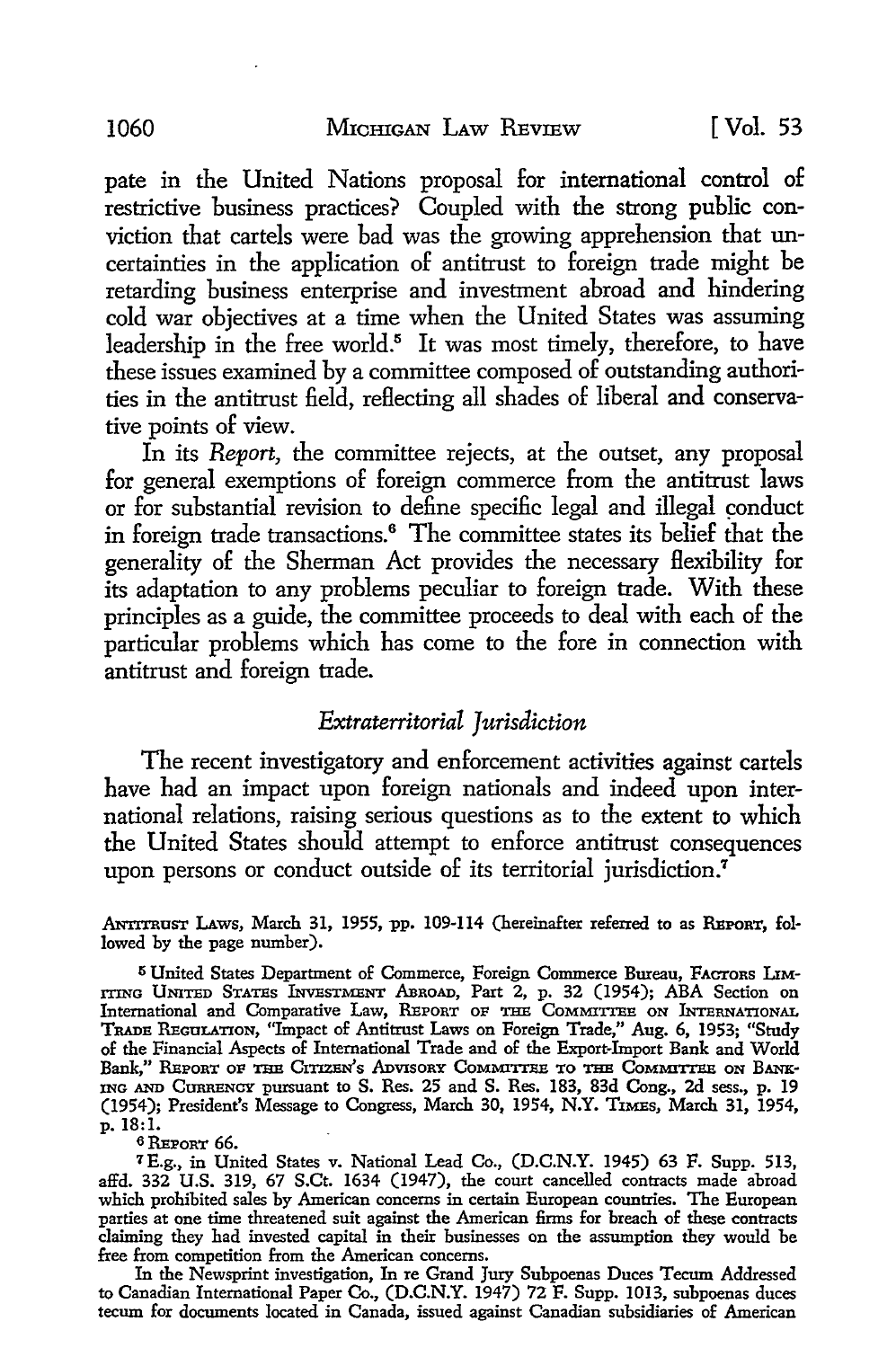pate in the United Nations proposal for international control of restrictive business practices? Coupled with the strong public conviction that cartels were bad was the growing apprehension that uncertainties in the application of antitrust to foreign trade might be retarding business enterprise and investment abroad and hindering cold war objectives at a time when the United States was assuming leadership in the free world.[5] It was most timely, therefore, to have these issues examined by a committee composed of outstanding authorities in the antitrust field, reflecting all shades of liberal and conservative points of view.

In its *Report*, the committee rejects, at the outset, any proposal for general exemptions of foreign commerce from the antitrust laws or for substantial revision to define specific legal and illegal conduct in foreign trade transactions.[6] The committee states its belief that the generality of the Sherman Act provides the necessary flexibility for its adaptation to any problems peculiar to foreign trade. With these principles as a guide, the committee proceeds to deal with each of the particular problems which has come to the fore in connection with antitrust and foreign trade.

### *Extraterritorial Jurisdiction*

The recent investigatory and enforcement activities against cartels have had an impact upon foreign nationals and indeed upon international relations, raising serious questions as to the extent to which the United States should attempt to enforce antitrust consequences upon persons or conduct outside of its territorial jurisdiction.[7]

---

ANTITRUST LAWS, March 31, 1955, pp. 109-114 (hereinafter referred to as REPORT, followed by the page number).

[5] United States Department of Commerce, Foreign Commerce Bureau, FACTORS LIMITING UNITED STATES INVESTMENT ABROAD, Part 2, p. 32 (1954); ABA Section on International and Comparative Law, REPORT OF THE COMMITTEE ON INTERNATIONAL TRADE REGULATION, "Impact of Antitrust Laws on Foreign Trade," Aug. 6, 1953; "Study of the Financial Aspects of International Trade and of the Export-Import Bank and World Bank," REPORT OF THE CITIZEN'S ADVISORY COMMITTEE TO THE COMMITTEE ON BANKING AND CURRENCY pursuant to S. Res. 25 and S. Res. 183, 83d Cong., 2d sess., p. 19 (1954); President's Message to Congress, March 30, 1954, N.Y. TIMES, March 31, 1954, p. 18:1.

[6] REPORT 66.

[7] E.g., in United States v. National Lead Co., (D.C.N.Y. 1945) 63 F. Supp. 513, affd. 332 U.S. 319, 67 S.Ct. 1634 (1947), the court cancelled contracts made abroad which prohibited sales by American concerns in certain European countries. The European parties at one time threatened suit against the American firms for breach of these contracts claiming they had invested capital in their businesses on the assumption they would be free from competition from the American concerns.

In the Newsprint investigation, In re Grand Jury Subpoenas Duces Tecum Addressed to Canadian International Paper Co., (D.C.N.Y. 1947) 72 F. Supp. 1013, subpoenas duces tecum for documents located in Canada, issued against Canadian subsidiaries of American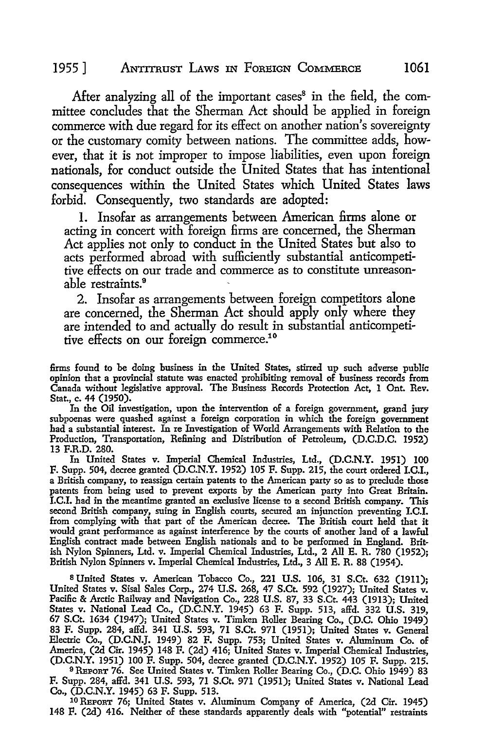After analyzing all of the important cases[8] in the field, the committee concludes that the Sherman Act should be applied in foreign commerce with due regard for its effect on another nation's sovereignty or the customary comity between nations. The committee adds, however, that it is not improper to impose liabilities, even upon foreign nationals, for conduct outside the United States that has intentional consequences within the United States which United States laws forbid. Consequently, two standards are adopted:

> 1. Insofar as arrangements between American firms alone or acting in concert with foreign firms are concerned, the Sherman Act applies not only to conduct in the United States but also to acts performed abroad with sufficiently substantial anticompetitive effects on our trade and commerce as to constitute unreasonable restraints.[9]
>
> 2. Insofar as arrangements between foreign competitors alone are concerned, the Sherman Act should apply only where they are intended to and actually do result in substantial anticompetitive effects on our foreign commerce.[10]

firms found to be doing business in the United States, stirred up such adverse public opinion that a provincial statute was enacted prohibiting removal of business records from Canada without legislative approval. The Business Records Protection Act, 1 Ont. Rev. Stat., c. 44 (1950).

In the Oil investigation, upon the intervention of a foreign government, grand jury subpoenas were quashed against a foreign corporation in which the foreign government had a substantial interest. In re Investigation of World Arrangements with Relation to the Production, Transportation, Refining and Distribution of Petroleum, (D.C.D.C. 1952) 13 F.R.D. 280.

In United States v. Imperial Chemical Industries, Ltd., (D.C.N.Y. 1951) 100 F. Supp. 504, decree granted (D.C.N.Y. 1952) 105 F. Supp. 215, the court ordered I.C.I., a British company, to reassign certain patents to the American party so as to preclude those patents from being used to prevent exports by the American party into Great Britain. I.C.I. had in the meantime granted an exclusive license to a second British company. This second British company, suing in English courts, secured an injunction preventing I.C.I. from complying with that part of the American decree. The British court held that it would grant performance as against interference by the courts of another land of a lawful English contract made between English nationals and to be performed in England. British Nylon Spinners, Ltd. v. Imperial Chemical Industries, Ltd., 2 All E. R. 780 (1952); British Nylon Spinners v. Imperial Chemical Industries, Ltd., 3 All E. R. 88 (1954).

[8] United States v. American Tobacco Co., 221 U.S. 106, 31 S.Ct. 632 (1911); United States v. Sisal Sales Corp., 274 U.S. 268, 47 S.Ct. 592 (1927); United States v. Pacific & Arctic Railway and Navigation Co., 228 U.S. 87, 33 S.Ct. 443 (1913); United States v. National Lead Co., (D.C.N.Y. 1945) 63 F. Supp. 513, affd. 332 U.S. 319, 67 S.Ct. 1634 (1947); United States v. Timken Roller Bearing Co., (D.C. Ohio 1949) 83 F. Supp. 284, affd. 341 U.S. 593, 71 S.Ct. 971 (1951); United States v. General Electric Co., (D.C.N.J. 1949) 82 F. Supp. 753; United States v. Aluminum Co. of America, (2d Cir. 1945) 148 F. (2d) 416; United States v. Imperial Chemical Industries, (D.C.N.Y. 1951) 100 F. Supp. 504, decree granted (D.C.N.Y. 1952) 105 F. Supp. 215.

[9] REPORT 76. See United States v. Timken Roller Bearing Co., (D.C. Ohio 1949) 83 F. Supp. 284, affd. 341 U.S. 593, 71 S.Ct. 971 (1951); United States v. National Lead Co., (D.C.N.Y. 1945) 63 F. Supp. 513.

[10] REPORT 76; United States v. Aluminum Company of America, (2d Cir. 1945) 148 F. (2d) 416. Neither of these standards apparently deals with "potential" restraints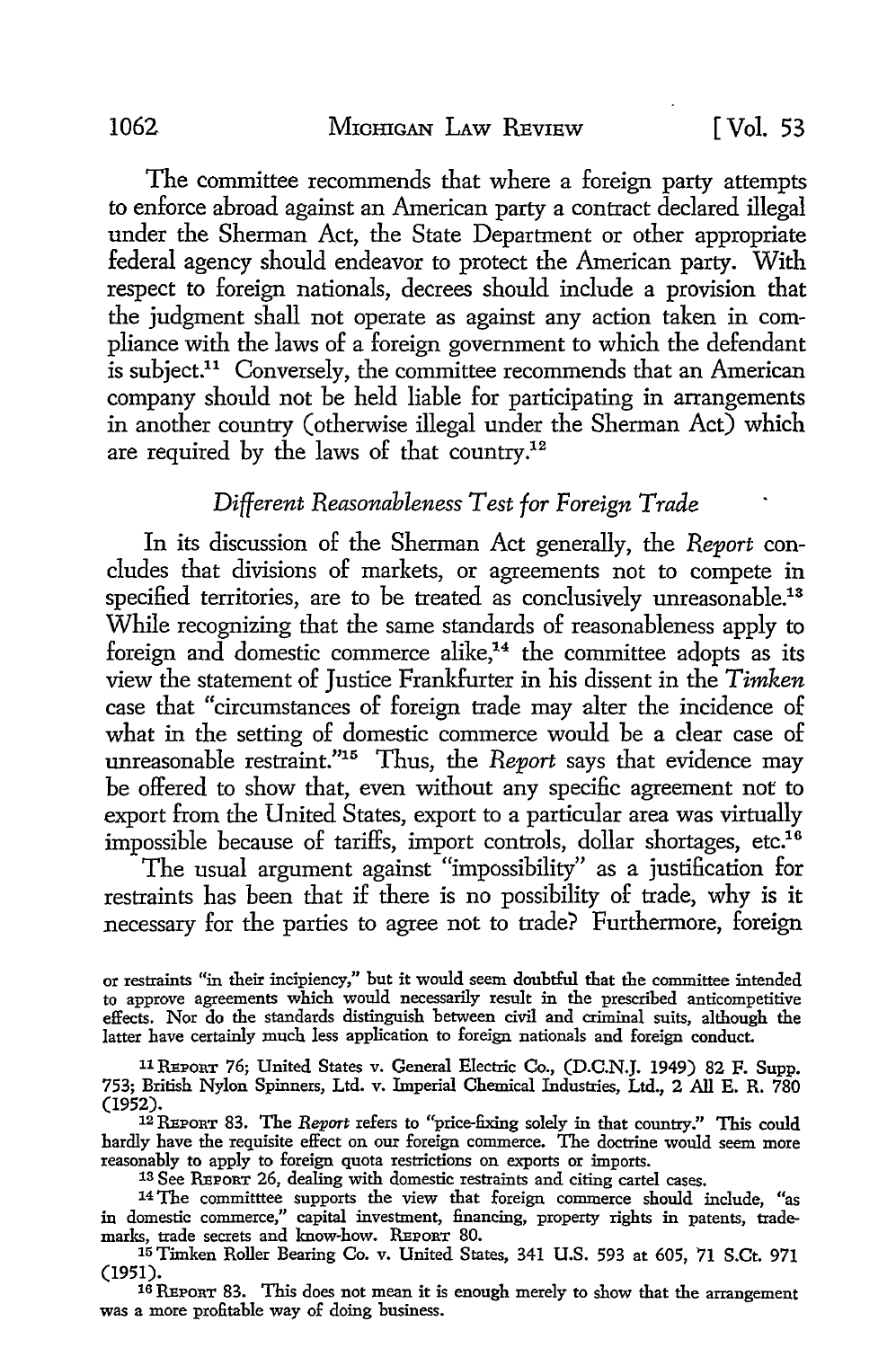The committee recommends that where a foreign party attempts to enforce abroad against an American party a contract declared illegal under the Sherman Act, the State Department or other appropriate federal agency should endeavor to protect the American party. With respect to foreign nationals, decrees should include a provision that the judgment shall not operate as against any action taken in compliance with the laws of a foreign government to which the defendant is subject.[11] Conversely, the committee recommends that an American company should not be held liable for participating in arrangements in another country (otherwise illegal under the Sherman Act) which are required by the laws of that country.[12]

### *Different Reasonableness Test for Foreign Trade*

In its discussion of the Sherman Act generally, the *Report* concludes that divisions of markets, or agreements not to compete in specified territories, are to be treated as conclusively unreasonable.[13] While recognizing that the same standards of reasonableness apply to foreign and domestic commerce alike,[14] the committee adopts as its view the statement of Justice Frankfurter in his dissent in the *Timken* case that "circumstances of foreign trade may alter the incidence of what in the setting of domestic commerce would be a clear case of unreasonable restraint."[15] Thus, the *Report* says that evidence may be offered to show that, even without any specific agreement not to export from the United States, export to a particular area was virtually impossible because of tariffs, import controls, dollar shortages, etc.[16]

The usual argument against "impossibility" as a justification for restraints has been that if there is no possibility of trade, why is it necessary for the parties to agree not to trade? Furthermore, foreign

---

or restraints "in their incipiency," but it would seem doubtful that the committee intended to approve agreements which would necessarily result in the prescribed anticompetitive effects. Nor do the standards distinguish between civil and criminal suits, although the latter have certainly much less application to foreign nationals and foreign conduct.

[11] REPORT 76; United States v. General Electric Co., (D.C.N.J. 1949) 82 F. Supp. 753; British Nylon Spinners, Ltd. v. Imperial Chemical Industries, Ltd., 2 All E. R. 780 (1952).

[12] REPORT 83. The *Report* refers to "price-fixing solely in that country." This could hardly have the requisite effect on our foreign commerce. The doctrine would seem more reasonably to apply to foreign quota restrictions on exports or imports.

[13] See REPORT 26, dealing with domestic restraints and citing cartel cases.

[14] The committtee supports the view that foreign commerce should include, "as in domestic commerce," capital investment, financing, property rights in patents, trademarks, trade secrets and know-how. REPORT 80.

[15] Timken Roller Bearing Co. v. United States, 341 U.S. 593 at 605, 71 S.Ct. 971 (1951).

[16] REPORT 83. This does not mean it is enough merely to show that the arrangement was a more profitable way of doing business.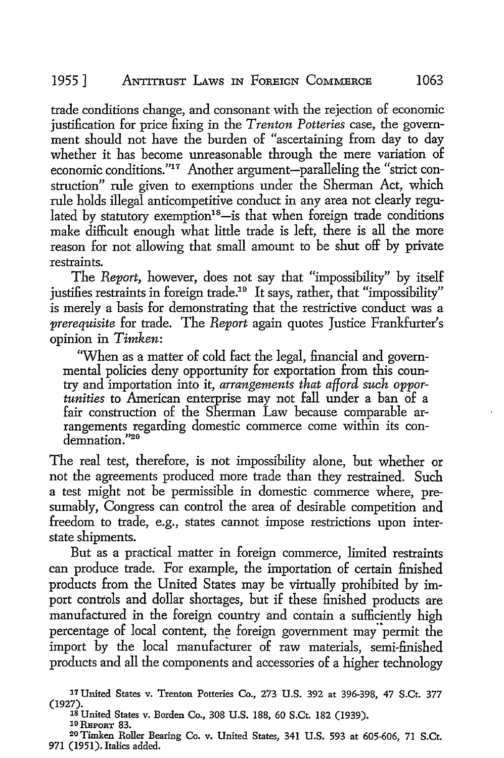trade conditions change, and consonant with the rejection of economic justification for price fixing in the *Trenton Potteries* case, the government should not have the burden of "ascertaining from day to day whether it has become unreasonable through the mere variation of economic conditions."[17] Another argument—paralleling the "strict construction" rule given to exemptions under the Sherman Act, which rule holds illegal anticompetitive conduct in any area not clearly regulated by statutory exemption[18]—is that when foreign trade conditions make difficult enough what little trade is left, there is all the more reason for not allowing that small amount to be shut off by private restraints.

The *Report*, however, does not say that "impossibility" by itself justifies restraints in foreign trade.[19] It says, rather, that "impossibility" is merely a basis for demonstrating that the restrictive conduct was a *prerequisite* for trade. The *Report* again quotes Justice Frankfurter's opinion in *Timken*:

> "When as a matter of cold fact the legal, financial and governmental policies deny opportunity for exportation from this country and importation into it, *arrangements that afford such opportunities* to American enterprise may not fall under a ban of a fair construction of the Sherman Law because comparable arrangements regarding domestic commerce come within its condemnation."[20]

The real test, therefore, is not impossibility alone, but whether or not the agreements produced more trade than they restrained. Such a test might not be permissible in domestic commerce where, presumably, Congress can control the area of desirable competition and freedom to trade, e.g., states cannot impose restrictions upon interstate shipments.

But as a practical matter in foreign commerce, limited restraints can produce trade. For example, the importation of certain finished products from the United States may be virtually prohibited by import controls and dollar shortages, but if these finished products are manufactured in the foreign country and contain a sufficiently high percentage of local content, the foreign government may permit the import by the local manufacturer of raw materials, semi-finished products and all the components and accessories of a higher technology

[17] United States v. Trenton Potteries Co., 273 U.S. 392 at 396-398, 47 S.Ct. 377 (1927).

[18] United States v. Borden Co., 308 U.S. 188, 60 S.Ct. 182 (1939).

[19] REPORT 83.

[20] Timken Roller Bearing Co. v. United States, 341 U.S. 593 at 605-606, 71 S.Ct. 971 (1951). Italics added.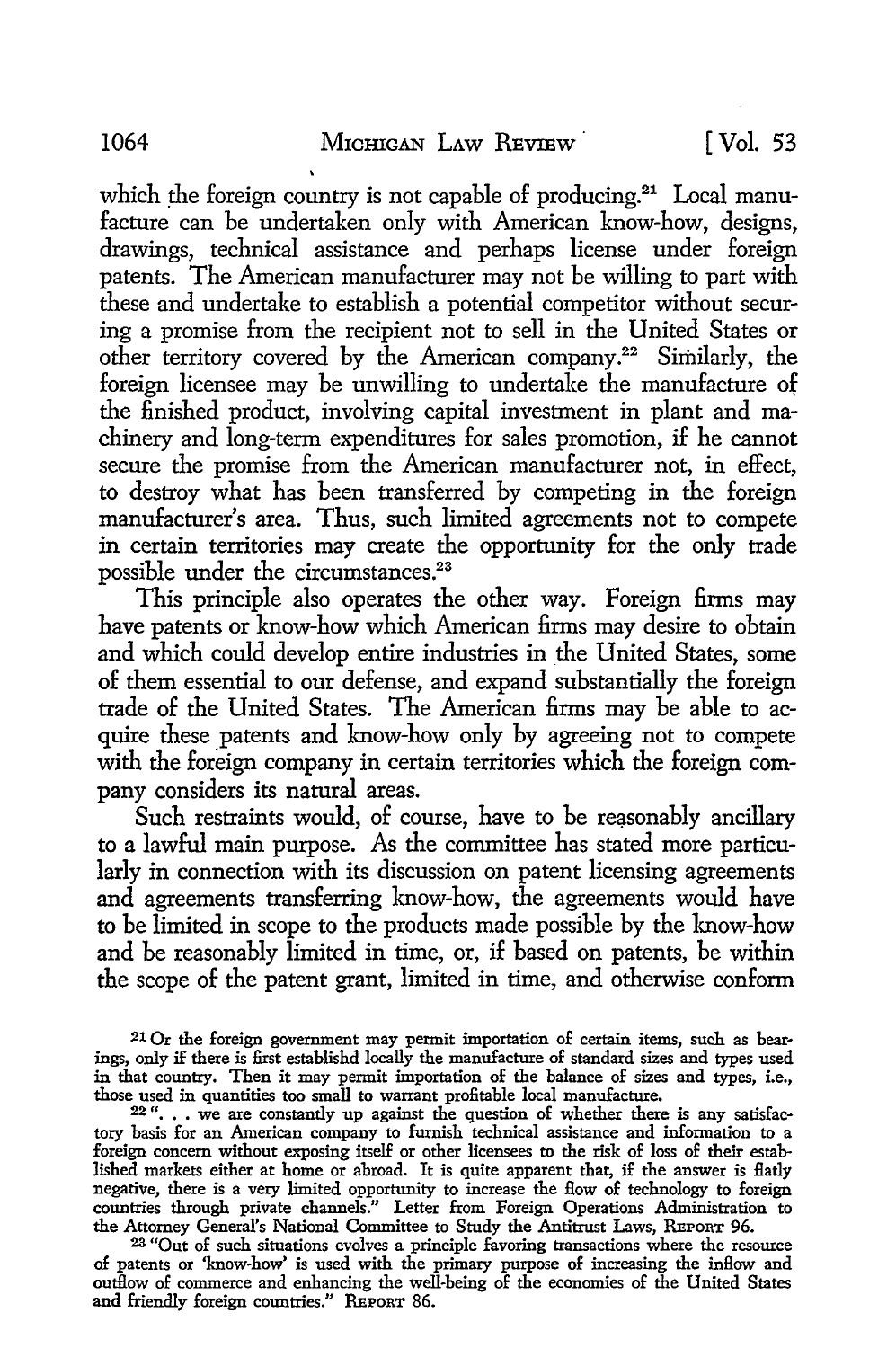which the foreign country is not capable of producing.[21] Local manufacture can be undertaken only with American know-how, designs, drawings, technical assistance and perhaps license under foreign patents. The American manufacturer may not be willing to part with these and undertake to establish a potential competitor without securing a promise from the recipient not to sell in the United States or other territory covered by the American company.[22] Similarly, the foreign licensee may be unwilling to undertake the manufacture of the finished product, involving capital investment in plant and machinery and long-term expenditures for sales promotion, if he cannot secure the promise from the American manufacturer not, in effect, to destroy what has been transferred by competing in the foreign manufacturer's area. Thus, such limited agreements not to compete in certain territories may create the opportunity for the only trade possible under the circumstances.[23]

This principle also operates the other way. Foreign firms may have patents or know-how which American firms may desire to obtain and which could develop entire industries in the United States, some of them essential to our defense, and expand substantially the foreign trade of the United States. The American firms may be able to acquire these patents and know-how only by agreeing not to compete with the foreign company in certain territories which the foreign company considers its natural areas.

Such restraints would, of course, have to be reasonably ancillary to a lawful main purpose. As the committee has stated more particularly in connection with its discussion on patent licensing agreements and agreements transferring know-how, the agreements would have to be limited in scope to the products made possible by the know-how and be reasonably limited in time, or, if based on patents, be within the scope of the patent grant, limited in time, and otherwise conform

---

[21] Or the foreign government may permit importation of certain items, such as bearings, only if there is first establishd locally the manufacture of standard sizes and types used in that country. Then it may permit importation of the balance of sizes and types, i.e., those used in quantities too small to warrant profitable local manufacture.

[22] ". . . we are constantly up against the question of whether there is any satisfactory basis for an American company to furnish technical assistance and information to a foreign concern without exposing itself or other licensees to the risk of loss of their established markets either at home or abroad. It is quite apparent that, if the answer is flatly negative, there is a very limited opportunity to increase the flow of technology to foreign countries through private channels." Letter from Foreign Operations Administration to the Attorney General's National Committee to Study the Antitrust Laws, REPORT 96.

[23] "Out of such situations evolves a principle favoring transactions where the resource of patents or 'know-how' is used with the primary purpose of increasing the inflow and outflow of commerce and enhancing the well-being of the economies of the United States and friendly foreign countries." REPORT 86.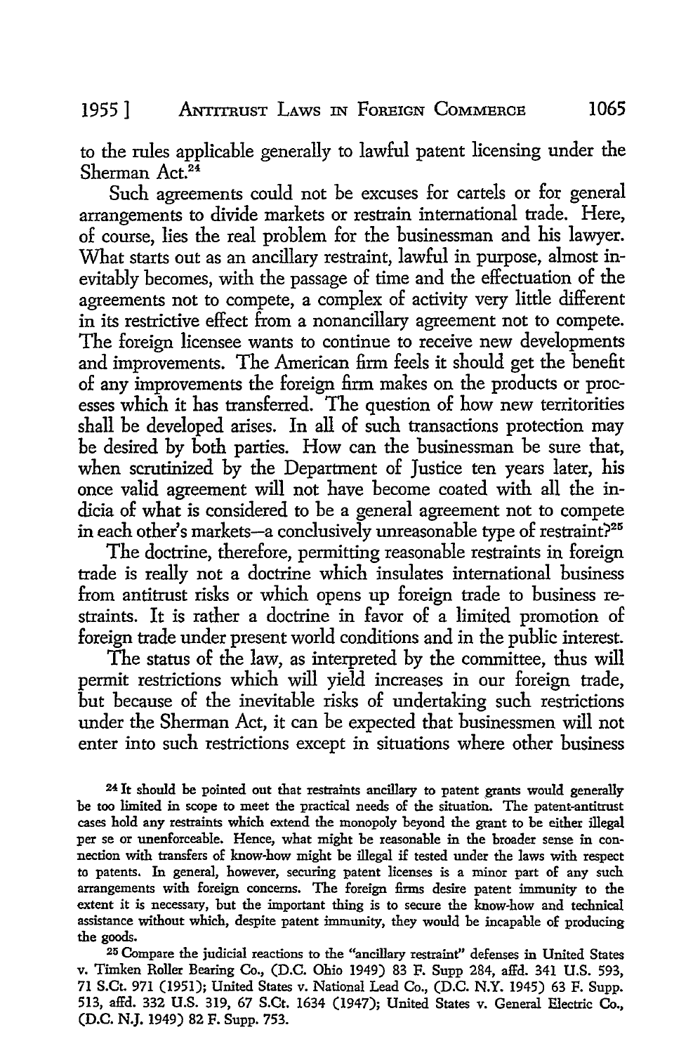to the rules applicable generally to lawful patent licensing under the Sherman Act.[24]

Such agreements could not be excuses for cartels or for general arrangements to divide markets or restrain international trade. Here, of course, lies the real problem for the businessman and his lawyer. What starts out as an ancillary restraint, lawful in purpose, almost inevitably becomes, with the passage of time and the effectuation of the agreements not to compete, a complex of activity very little different in its restrictive effect from a nonancillary agreement not to compete. The foreign licensee wants to continue to receive new developments and improvements. The American firm feels it should get the benefit of any improvements the foreign firm makes on the products or processes which it has transferred. The question of how new territories shall be developed arises. In all of such transactions protection may be desired by both parties. How can the businessman be sure that, when scrutinized by the Department of Justice ten years later, his once valid agreement will not have become coated with all the indicia of what is considered to be a general agreement not to compete in each other's markets—a conclusively unreasonable type of restraint?[25]

The doctrine, therefore, permitting reasonable restraints in foreign trade is really not a doctrine which insulates international business from antitrust risks or which opens up foreign trade to business restraints. It is rather a doctrine in favor of a limited promotion of foreign trade under present world conditions and in the public interest.

The status of the law, as interpreted by the committee, thus will permit restrictions which will yield increases in our foreign trade, but because of the inevitable risks of undertaking such restrictions under the Sherman Act, it can be expected that businessmen will not enter into such restrictions except in situations where other business

---

[24] It should be pointed out that restraints ancillary to patent grants would generally be too limited in scope to meet the practical needs of the situation. The patent-antitrust cases hold any restraints which extend the monopoly beyond the grant to be either illegal per se or unenforceable. Hence, what might be reasonable in the broader sense in connection with transfers of know-how might be illegal if tested under the laws with respect to patents. In general, however, securing patent licenses is a minor part of any such arrangements with foreign concerns. The foreign firms desire patent immunity to the extent it is necessary, but the important thing is to secure the know-how and technical assistance without which, despite patent immunity, they would be incapable of producing the goods.

[25] Compare the judicial reactions to the "ancillary restraint" defenses in United States v. Timken Roller Bearing Co., (D.C. Ohio 1949) 83 F. Supp 284, affd. 341 U.S. 593, 71 S.Ct. 971 (1951); United States v. National Lead Co., (D.C. N.Y. 1945) 63 F. Supp. 513, affd. 332 U.S. 319, 67 S.Ct. 1634 (1947); United States v. General Electric Co., (D.C. N.J. 1949) 82 F. Supp. 753.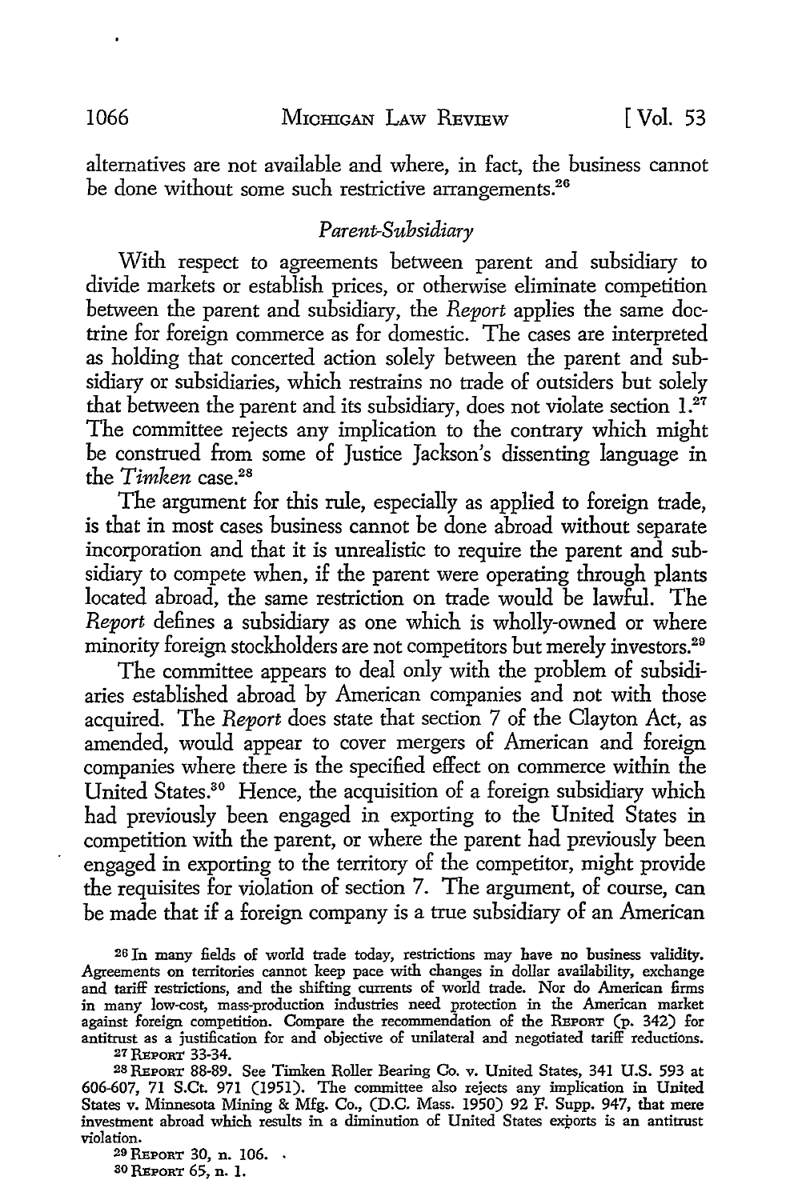alternatives are not available and where, in fact, the business cannot be done without some such restrictive arrangements.[26]

### *Parent-Subsidiary*

With respect to agreements between parent and subsidiary to divide markets or establish prices, or otherwise eliminate competition between the parent and subsidiary, the *Report* applies the same doctrine for foreign commerce as for domestic. The cases are interpreted as holding that concerted action solely between the parent and subsidiary or subsidiaries, which restrains no trade of outsiders but solely that between the parent and its subsidiary, does not violate section 1.[27] The committee rejects any implication to the contrary which might be construed from some of Justice Jackson's dissenting language in the *Timken* case.[28]

The argument for this rule, especially as applied to foreign trade, is that in most cases business cannot be done abroad without separate incorporation and that it is unrealistic to require the parent and subsidiary to compete when, if the parent were operating through plants located abroad, the same restriction on trade would be lawful. The *Report* defines a subsidiary as one which is wholly-owned or where minority foreign stockholders are not competitors but merely investors.[29]

The committee appears to deal only with the problem of subsidiaries established abroad by American companies and not with those acquired. The *Report* does state that section 7 of the Clayton Act, as amended, would appear to cover mergers of American and foreign companies where there is the specified effect on commerce within the United States.[30] Hence, the acquisition of a foreign subsidiary which had previously been engaged in exporting to the United States in competition with the parent, or where the parent had previously been engaged in exporting to the territory of the competitor, might provide the requisites for violation of section 7. The argument, of course, can be made that if a foreign company is a true subsidiary of an American

---

[26] In many fields of world trade today, restrictions may have no business validity. Agreements on territories cannot keep pace with changes in dollar availability, exchange and tariff restrictions, and the shifting currents of world trade. Nor do American firms in many low-cost, mass-production industries need protection in the American market against foreign competition. Compare the recommendation of the REPORT (p. 342) for antitrust as a justification for and objective of unilateral and negotiated tariff reductions.

[27] REPORT 33-34.

[28] REPORT 88-89. See Timken Roller Bearing Co. v. United States, 341 U.S. 593 at 606-607, 71 S.Ct. 971 (1951). The committee also rejects any implication in United States v. Minnesota Mining & Mfg. Co., (D.C. Mass. 1950) 92 F. Supp. 947, that mere investment abroad which results in a diminution of United States exports is an antitrust violation.

[29] REPORT 30, n. 106.

[30] REPORT 65, n. 1.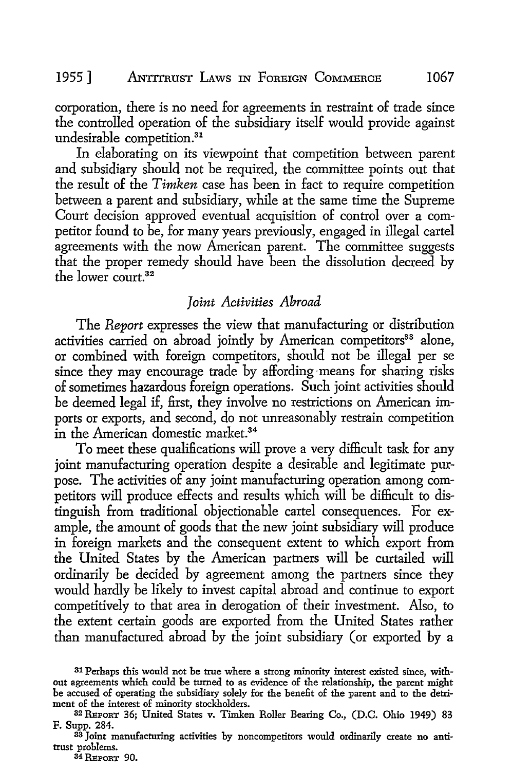corporation, there is no need for agreements in restraint of trade since the controlled operation of the subsidiary itself would provide against undesirable competition.[31]

In elaborating on its viewpoint that competition between parent and subsidiary should not be required, the committee points out that the result of the *Timken* case has been in fact to require competition between a parent and subsidiary, while at the same time the Supreme Court decision approved eventual acquisition of control over a competitor found to be, for many years previously, engaged in illegal cartel agreements with the now American parent. The committee suggests that the proper remedy should have been the dissolution decreed by the lower court.[32]

### *Joint Activities Abroad*

The *Report* expresses the view that manufacturing or distribution activities carried on abroad jointly by American competitors[33] alone, or combined with foreign competitors, should not be illegal per se since they may encourage trade by affording means for sharing risks of sometimes hazardous foreign operations. Such joint activities should be deemed legal if, first, they involve no restrictions on American imports or exports, and second, do not unreasonably restrain competition in the American domestic market.[34]

To meet these qualifications will prove a very difficult task for any joint manufacturing operation despite a desirable and legitimate purpose. The activities of any joint manufacturing operation among competitors will produce effects and results which will be difficult to distinguish from traditional objectionable cartel consequences. For example, the amount of goods that the new joint subsidiary will produce in foreign markets and the consequent extent to which export from the United States by the American partners will be curtailed will ordinarily be decided by agreement among the partners since they would hardly be likely to invest capital abroad and continue to export competitively to that area in derogation of their investment. Also, to the extent certain goods are exported from the United States rather than manufactured abroad by the joint subsidiary (or exported by a

---

[31] Perhaps this would not be true where a strong minority interest existed since, without agreements which could be turned to as evidence of the relationship, the parent might be accused of operating the subsidiary solely for the benefit of the parent and to the detriment of the interest of minority stockholders.

[32] REPORT 36; United States v. Timken Roller Bearing Co., (D.C. Ohio 1949) 83 F. Supp. 284.

[33] Joint manufacturing activities by noncompetitors would ordinarily create no antitrust problems.

[34] REPORT 90.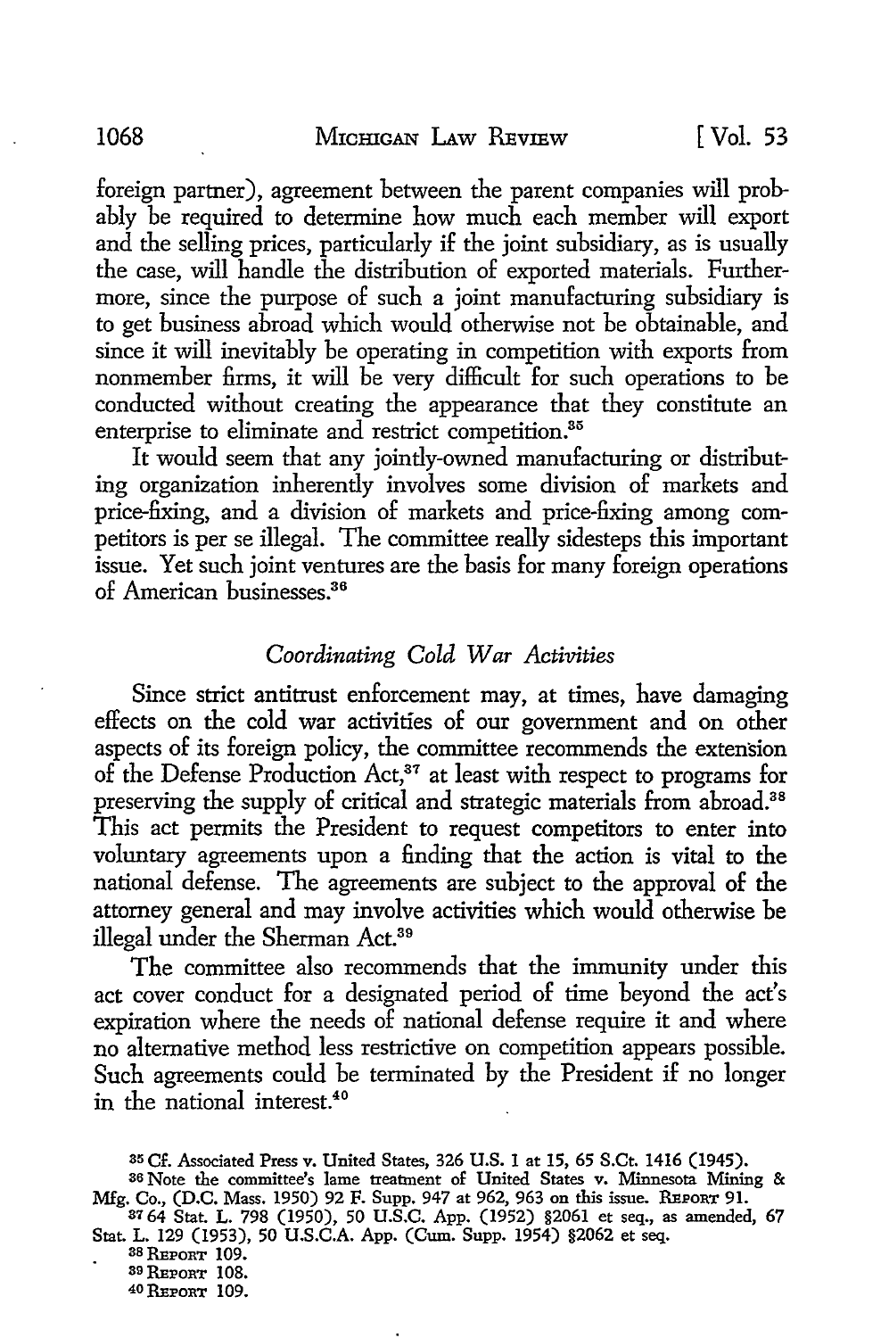foreign partner), agreement between the parent companies will probably be required to determine how much each member will export and the selling prices, particularly if the joint subsidiary, as is usually the case, will handle the distribution of exported materials. Furthermore, since the purpose of such a joint manufacturing subsidiary is to get business abroad which would otherwise not be obtainable, and since it will inevitably be operating in competition with exports from nonmember firms, it will be very difficult for such operations to be conducted without creating the appearance that they constitute an enterprise to eliminate and restrict competition.[35]

It would seem that any jointly-owned manufacturing or distributing organization inherently involves some division of markets and price-fixing, and a division of markets and price-fixing among competitors is per se illegal. The committee really sidesteps this important issue. Yet such joint ventures are the basis for many foreign operations of American businesses.[36]

### *Coordinating Cold War Activities*

Since strict antitrust enforcement may, at times, have damaging effects on the cold war activities of our government and on other aspects of its foreign policy, the committee recommends the extension of the Defense Production Act,[37] at least with respect to programs for preserving the supply of critical and strategic materials from abroad.[38] This act permits the President to request competitors to enter into voluntary agreements upon a finding that the action is vital to the national defense. The agreements are subject to the approval of the attorney general and may involve activities which would otherwise be illegal under the Sherman Act.[39]

The committee also recommends that the immunity under this act cover conduct for a designated period of time beyond the act's expiration where the needs of national defense require it and where no alternative method less restrictive on competition appears possible. Such agreements could be terminated by the President if no longer in the national interest.[40]

---

[35] Cf. Associated Press v. United States, 326 U.S. 1 at 15, 65 S.Ct. 1416 (1945).

[36] Note the committee's lame treatment of United States v. Minnesota Mining & Mfg. Co., (D.C. Mass. 1950) 92 F. Supp. 947 at 962, 963 on this issue. REPORT 91.

[37] 64 Stat. L. 798 (1950), 50 U.S.C. App. (1952) §2061 et seq., as amended, 67 Stat. L. 129 (1953), 50 U.S.C.A. App. (Cum. Supp. 1954) §2062 et seq.

[38] REPORT 109.

[39] REPORT 108.

[40] REPORT 109.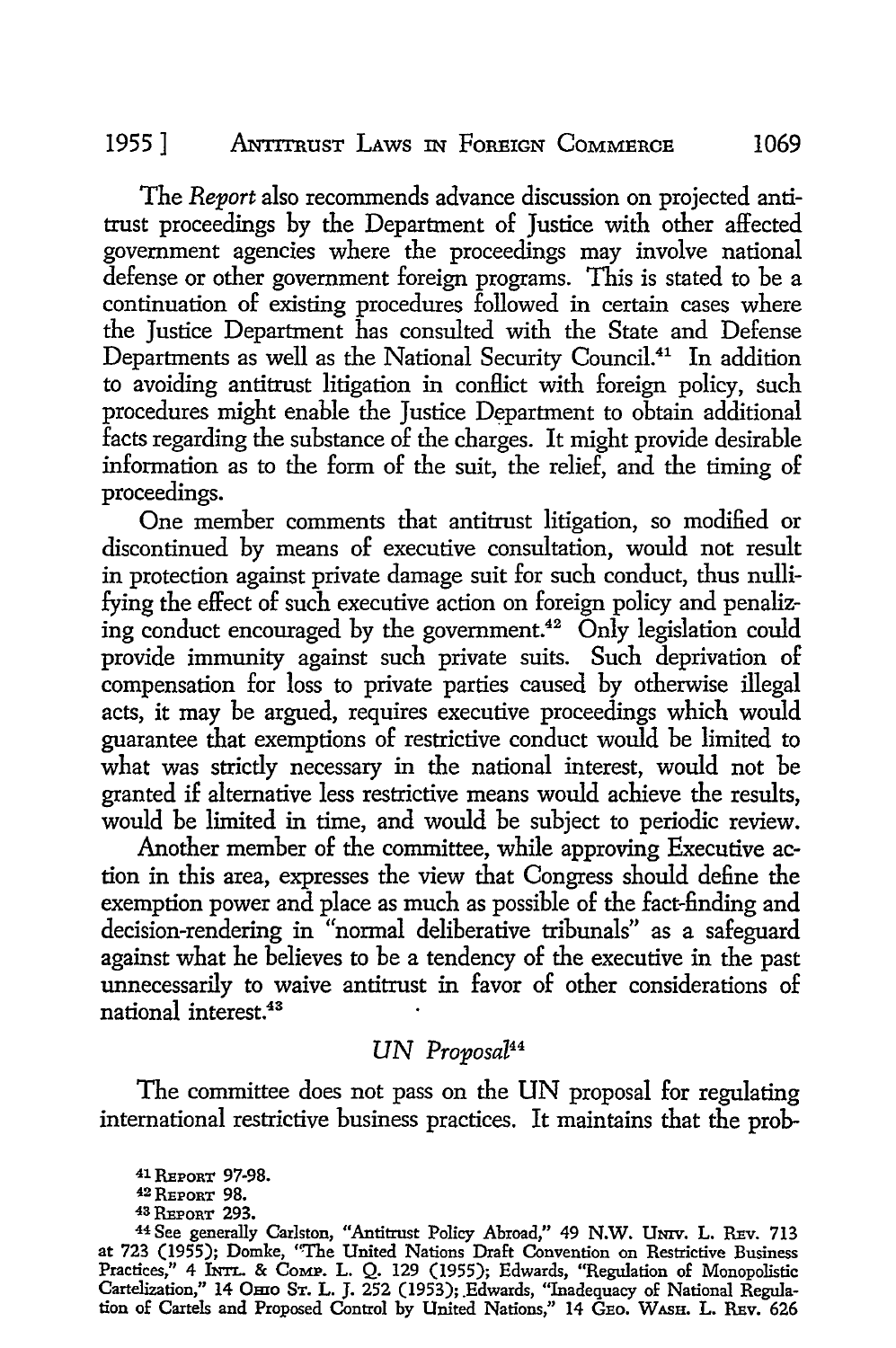The *Report* also recommends advance discussion on projected antitrust proceedings by the Department of Justice with other affected government agencies where the proceedings may involve national defense or other government foreign programs. This is stated to be a continuation of existing procedures followed in certain cases where the Justice Department has consulted with the State and Defense Departments as well as the National Security Council.[41] In addition to avoiding antitrust litigation in conflict with foreign policy, such procedures might enable the Justice Department to obtain additional facts regarding the substance of the charges. It might provide desirable information as to the form of the suit, the relief, and the timing of proceedings.

One member comments that antitrust litigation, so modified or discontinued by means of executive consultation, would not result in protection against private damage suit for such conduct, thus nullifying the effect of such executive action on foreign policy and penalizing conduct encouraged by the government.[42] Only legislation could provide immunity against such private suits. Such deprivation of compensation for loss to private parties caused by otherwise illegal acts, it may be argued, requires executive proceedings which would guarantee that exemptions of restrictive conduct would be limited to what was strictly necessary in the national interest, would not be granted if alternative less restrictive means would achieve the results, would be limited in time, and would be subject to periodic review.

Another member of the committee, while approving Executive action in this area, expresses the view that Congress should define the exemption power and place as much as possible of the fact-finding and decision-rendering in "normal deliberative tribunals" as a safeguard against what he believes to be a tendency of the executive in the past unnecessarily to waive antitrust in favor of other considerations of national interest.[43]

### *UN Proposal*[44]

The committee does not pass on the UN proposal for regulating international restrictive business practices. It maintains that the prob-

---

[41] REPORT 97-98.

[42] REPORT 98.

[43] REPORT 293.

[44] See generally Carlston, "Antitrust Policy Abroad," 49 N.W. UNIV. L. REV. 713 at 723 (1955); Domke, "The United Nations Draft Convention on Restrictive Business Practices," 4 INTL. & COMP. L. Q. 129 (1955); Edwards, "Regulation of Monopolistic Cartelization," 14 OHIO ST. L. J. 252 (1953); Edwards, "Inadequacy of National Regulation of Cartels and Proposed Control by United Nations," 14 GEO. WASH. L. REV. 626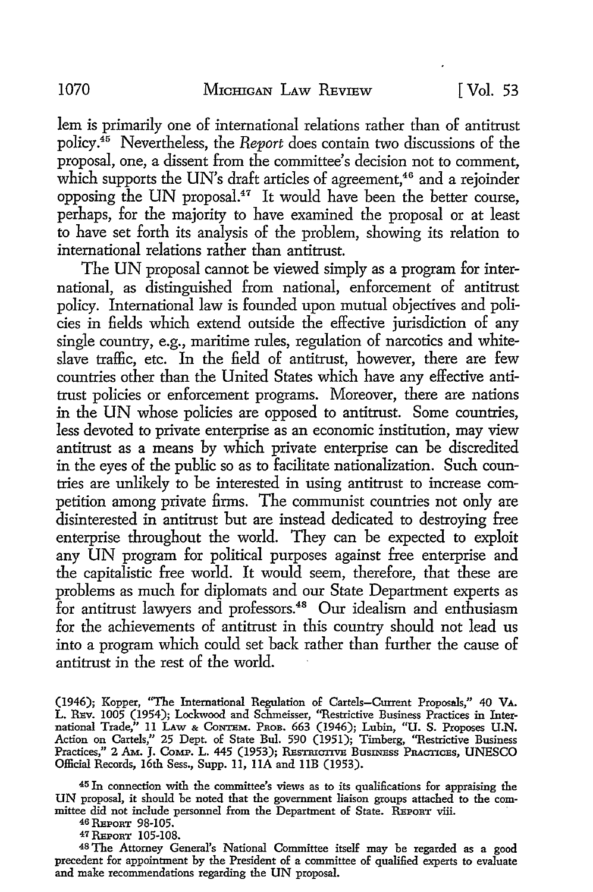lem is primarily one of international relations rather than of antitrust policy.[45] Nevertheless, the *Report* does contain two discussions of the proposal, one, a dissent from the committee's decision not to comment, which supports the UN's draft articles of agreement,[46] and a rejoinder opposing the UN proposal.[47] It would have been the better course, perhaps, for the majority to have examined the proposal or at least to have set forth its analysis of the problem, showing its relation to international relations rather than antitrust.

The UN proposal cannot be viewed simply as a program for international, as distinguished from national, enforcement of antitrust policy. International law is founded upon mutual objectives and policies in fields which extend outside the effective jurisdiction of any single country, e.g., maritime rules, regulation of narcotics and white-slave traffic, etc. In the field of antitrust, however, there are few countries other than the United States which have any effective antitrust policies or enforcement programs. Moreover, there are nations in the UN whose policies are opposed to antitrust. Some countries, less devoted to private enterprise as an economic institution, may view antitrust as a means by which private enterprise can be discredited in the eyes of the public so as to facilitate nationalization. Such countries are unlikely to be interested in using antitrust to increase competition among private firms. The communist countries not only are disinterested in antitrust but are instead dedicated to destroying free enterprise throughout the world. They can be expected to exploit any UN program for political purposes against free enterprise and the capitalistic free world. It would seem, therefore, that these are problems as much for diplomats and our State Department experts as for antitrust lawyers and professors.[48] Our idealism and enthusiasm for the achievements of antitrust in this country should not lead us into a program which could set back rather than further the cause of antitrust in the rest of the world.

(1946); Kopper, "The International Regulation of Cartels—Current Proposals," 40 Va. L. Rev. 1005 (1954); Lockwood and Schmeisser, "Restrictive Business Practices in International Trade," 11 Law & Contem. Prob. 663 (1946); Lubin, "U. S. Proposes U.N. Action on Cartels," 25 Dept. of State Bul. 590 (1951); Timberg, "Restrictive Business Practices," 2 Am. J. Comp. L. 445 (1953); Restrictive Business Practices, UNESCO Official Records, 16th Sess., Supp. 11, 11A and 11B (1953).

[45] In connection with the committee's views as to its qualifications for appraising the UN proposal, it should be noted that the government liaison groups attached to the committee did not include personnel from the Department of State. Report viii.

[46] Report 98-105.

[47] Report 105-108.

[48] The Attorney General's National Committee itself may be regarded as a good precedent for appointment by the President of a committee of qualified experts to evaluate and make recommendations regarding the UN proposal.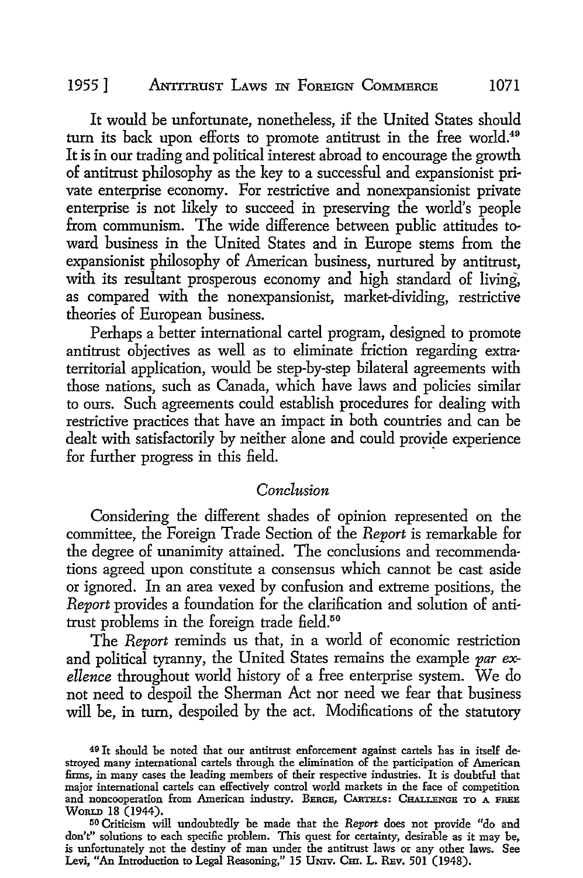It would be unfortunate, nonetheless, if the United States should turn its back upon efforts to promote antitrust in the free world.[49] It is in our trading and political interest abroad to encourage the growth of antitrust philosophy as the key to a successful and expansionist private enterprise economy. For restrictive and nonexpansionist private enterprise is not likely to succeed in preserving the world's people from communism. The wide difference between public attitudes toward business in the United States and in Europe stems from the expansionist philosophy of American business, nurtured by antitrust, with its resultant prosperous economy and high standard of living, as compared with the nonexpansionist, market-dividing, restrictive theories of European business.

Perhaps a better international cartel program, designed to promote antitrust objectives as well as to eliminate friction regarding extraterritorial application, would be step-by-step bilateral agreements with those nations, such as Canada, which have laws and policies similar to ours. Such agreements could establish procedures for dealing with restrictive practices that have an impact in both countries and can be dealt with satisfactorily by neither alone and could provide experience for further progress in this field.

## *Conclusion*

Considering the different shades of opinion represented on the committee, the Foreign Trade Section of the *Report* is remarkable for the degree of unanimity attained. The conclusions and recommendations agreed upon constitute a consensus which cannot be cast aside or ignored. In an area vexed by confusion and extreme positions, the *Report* provides a foundation for the clarification and solution of antitrust problems in the foreign trade field.[50]

The *Report* reminds us that, in a world of economic restriction and political tyranny, the United States remains the example *par excellence* throughout world history of a free enterprise system. We do not need to despoil the Sherman Act nor need we fear that business will be, in turn, despoiled by the act. Modifications of the statutory

---

[49] It should be noted that our antitrust enforcement against cartels has in itself destroyed many international cartels through the elimination of the participation of American firms, in many cases the leading members of their respective industries. It is doubtful that major international cartels can effectively control world markets in the face of competition and noncooperation from American industry. BERGE, CARTELS: CHALLENGE TO A FREE WORLD 18 (1944).

[50] Criticism will undoubtedly be made that the *Report* does not provide "do and don't" solutions to each specific problem. This quest for certainty, desirable as it may be, is unfortunately not the destiny of man under the antitrust laws or any other laws. See Levi, "An Introduction to Legal Reasoning," 15 UNIV. CHI. L. REV. 501 (1948).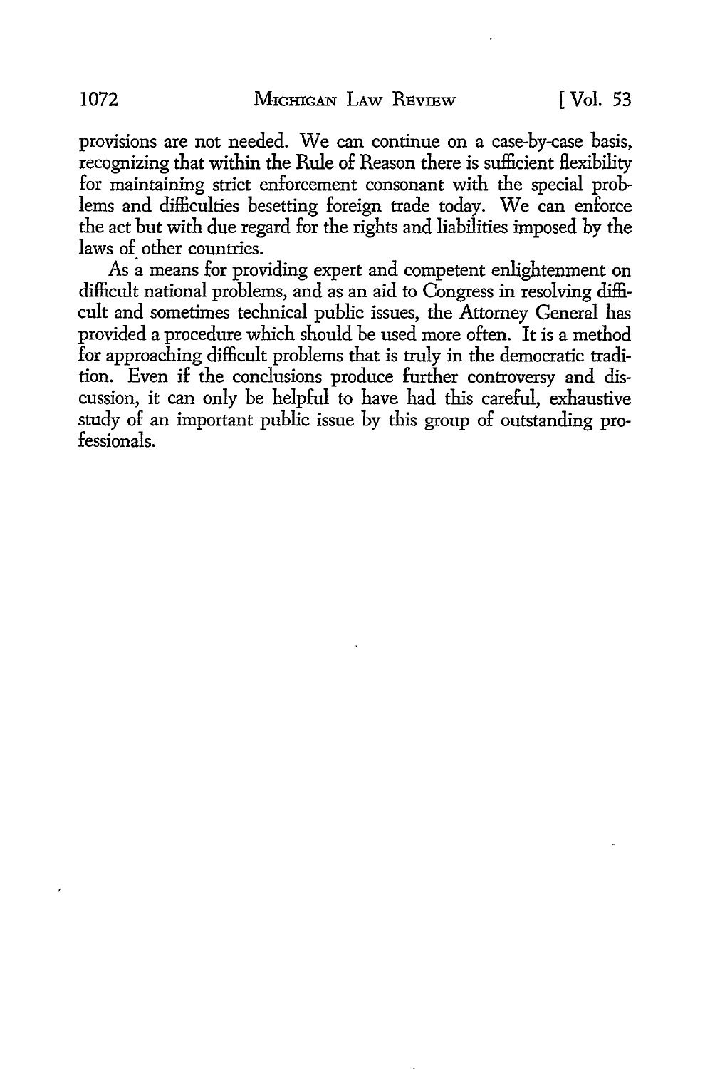provisions are not needed. We can continue on a case-by-case basis, recognizing that within the Rule of Reason there is sufficient flexibility for maintaining strict enforcement consonant with the special problems and difficulties besetting foreign trade today. We can enforce the act but with due regard for the rights and liabilities imposed by the laws of other countries.

As a means for providing expert and competent enlightenment on difficult national problems, and as an aid to Congress in resolving difficult and sometimes technical public issues, the Attorney General has provided a procedure which should be used more often. It is a method for approaching difficult problems that is truly in the democratic tradition. Even if the conclusions produce further controversy and discussion, it can only be helpful to have had this careful, exhaustive study of an important public issue by this group of outstanding professionals.